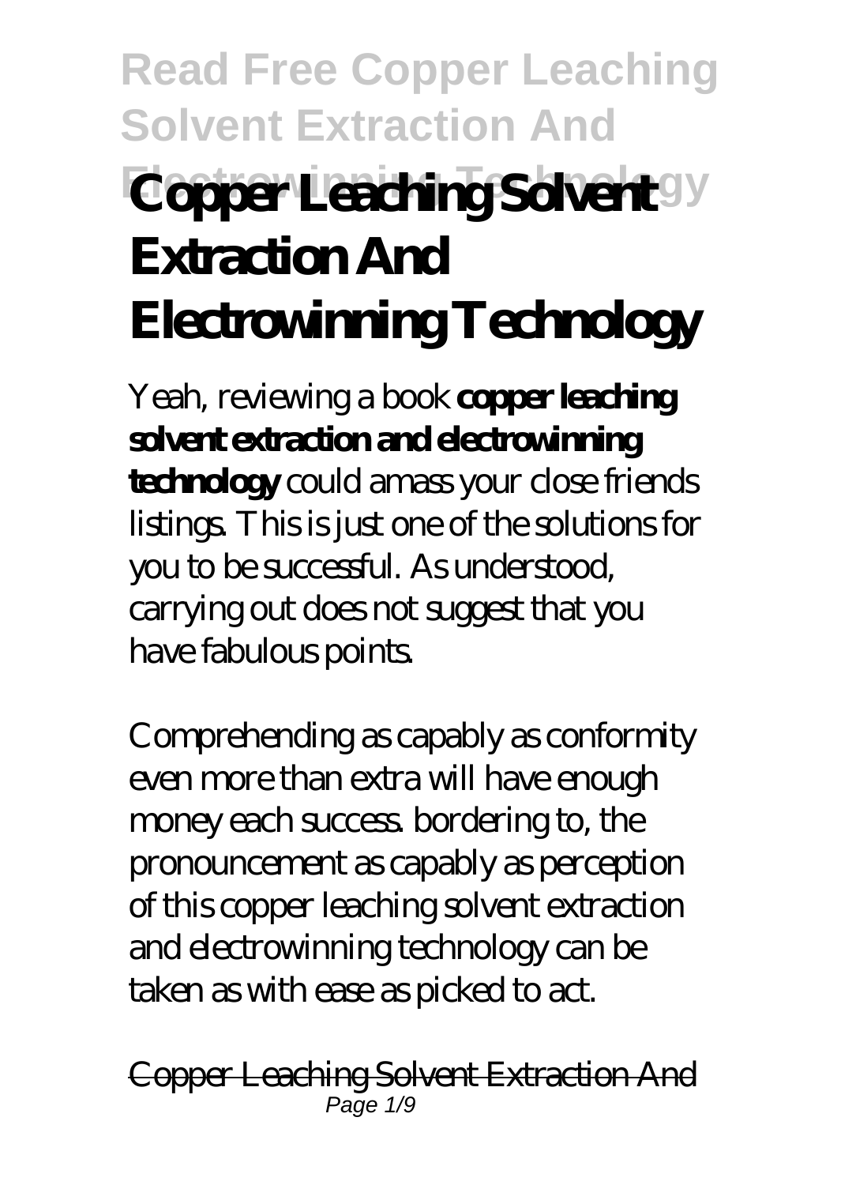# Copper Leaching Solvent Extraction And Electrowinning Technology

Yeah, reviewing a book **copper leaching solvent extraction and electrowinning technology** could amass your close friends listings. This is just one of the solutions for you to be successful. As understood, carrying out does not suggest that you have fabulous points.

Comprehending as capably as conformity even more than extra will have enough money each success. bordering to, the pronouncement as capably as perception of this copper leaching solvent extraction and electrowinning technology can be taken as with ease as picked to act.

~~Copper Leaching Solvent Extraction And~~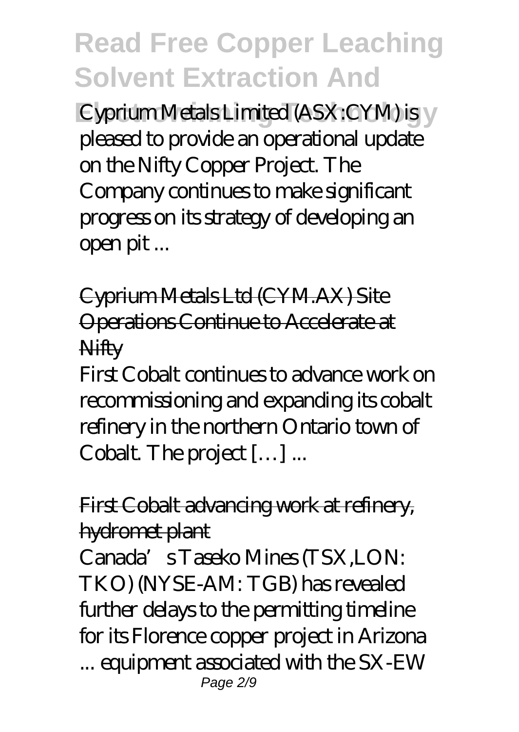Cyprium Metals Limited (ASX:CYM) is pleased to provide an operational update on the Nifty Copper Project. The Company continues to make significant progress on its strategy of developing an open pit ...

Cyprium Metals Ltd (CYM.AX) Site Operations Continue to Accelerate at Nifty

First Cobalt continues to advance work on recommissioning and expanding its cobalt refinery in the northern Ontario town of Cobalt. The project […] ...

First Cobalt advancing work at refinery, hydromet plant

Canada's Taseko Mines (TSX,LON: TKO) (NYSE-AM: TGB) has revealed further delays to the permitting timeline for its Florence copper project in Arizona ... equipment associated with the SX-EW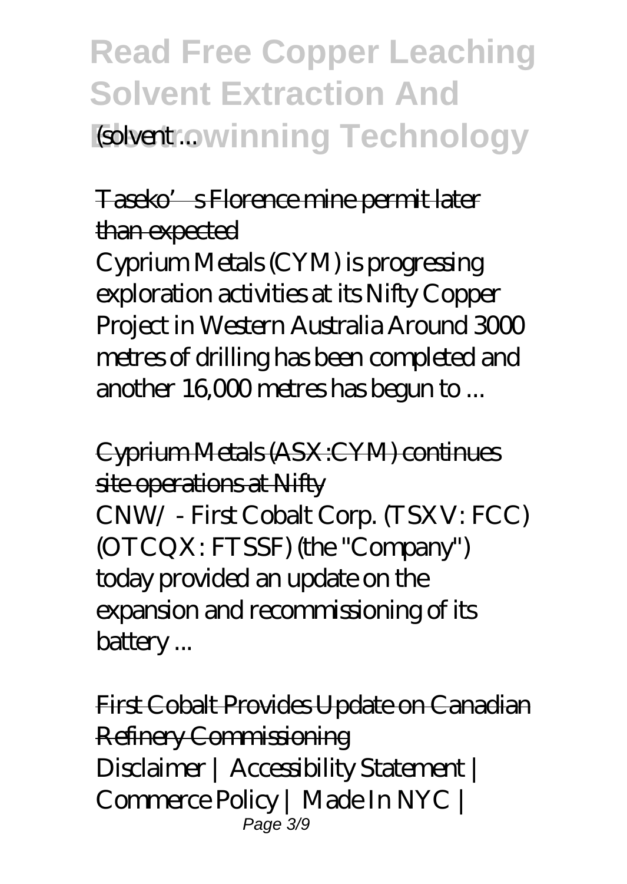(solvent ...

Taseko's Florence mine permit later than expected

Cyprium Metals (CYM) is progressing exploration activities at its Nifty Copper Project in Western Australia Around 3000 metres of drilling has been completed and another 16,000 metres has begun to ...

Cyprium Metals (ASX:CYM) continues site operations at Nifty

CNW/ - First Cobalt Corp. (TSXV: FCC) (OTCQX: FTSSF) (the "Company") today provided an update on the expansion and recommissioning of its battery ...

First Cobalt Provides Update on Canadian Refinery Commissioning

Disclaimer | Accessibility Statement | Commerce Policy | Made In NYC |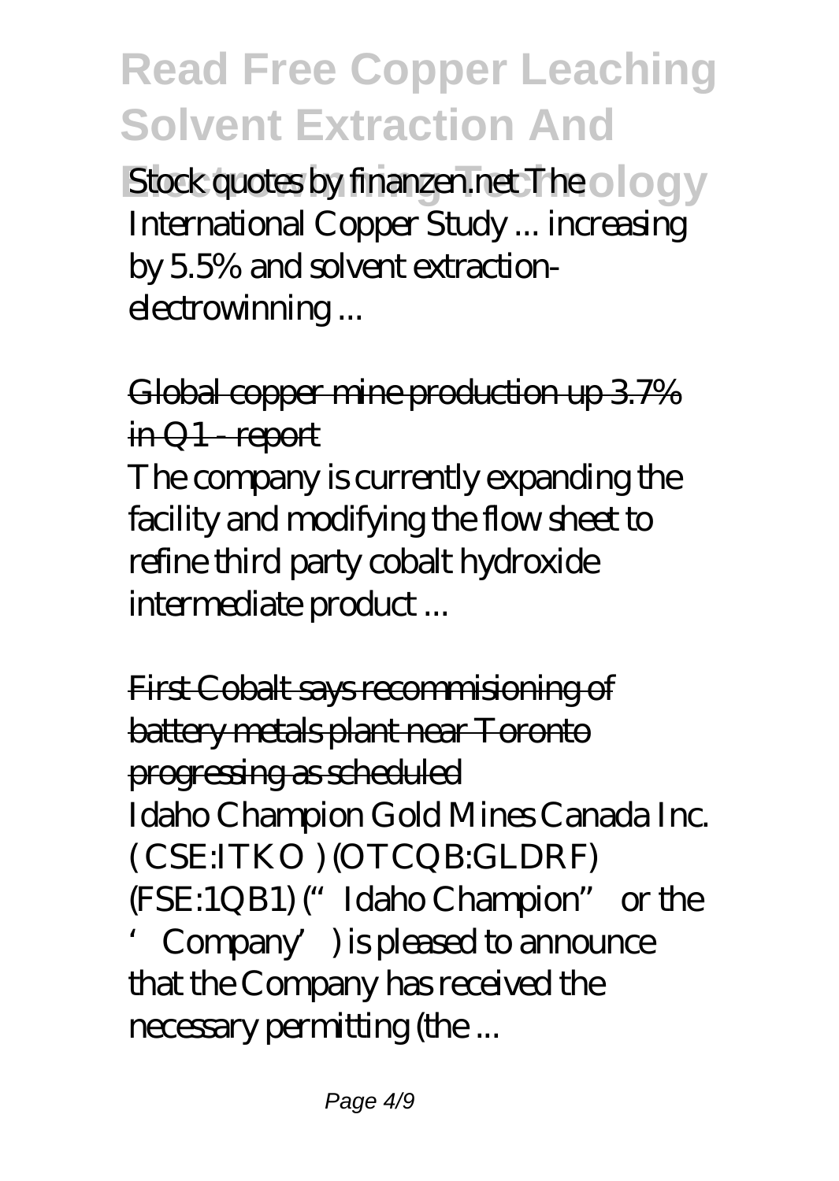Stock quotes by finanzen.net The International Copper Study ... increasing by 5.5% and solvent extraction-electrowinning ...

Global copper mine production up 3.7% in Q1 - report

The company is currently expanding the facility and modifying the flow sheet to refine third party cobalt hydroxide intermediate product ...

First Cobalt says recommisioning of battery metals plant near Toronto progressing as scheduled

Idaho Champion Gold Mines Canada Inc. ( CSE:ITKO ) (OTCQB:GLDRF) (FSE:1QB1) ("Idaho Champion" or the 'Company') is pleased to announce that the Company has received the necessary permitting (the ...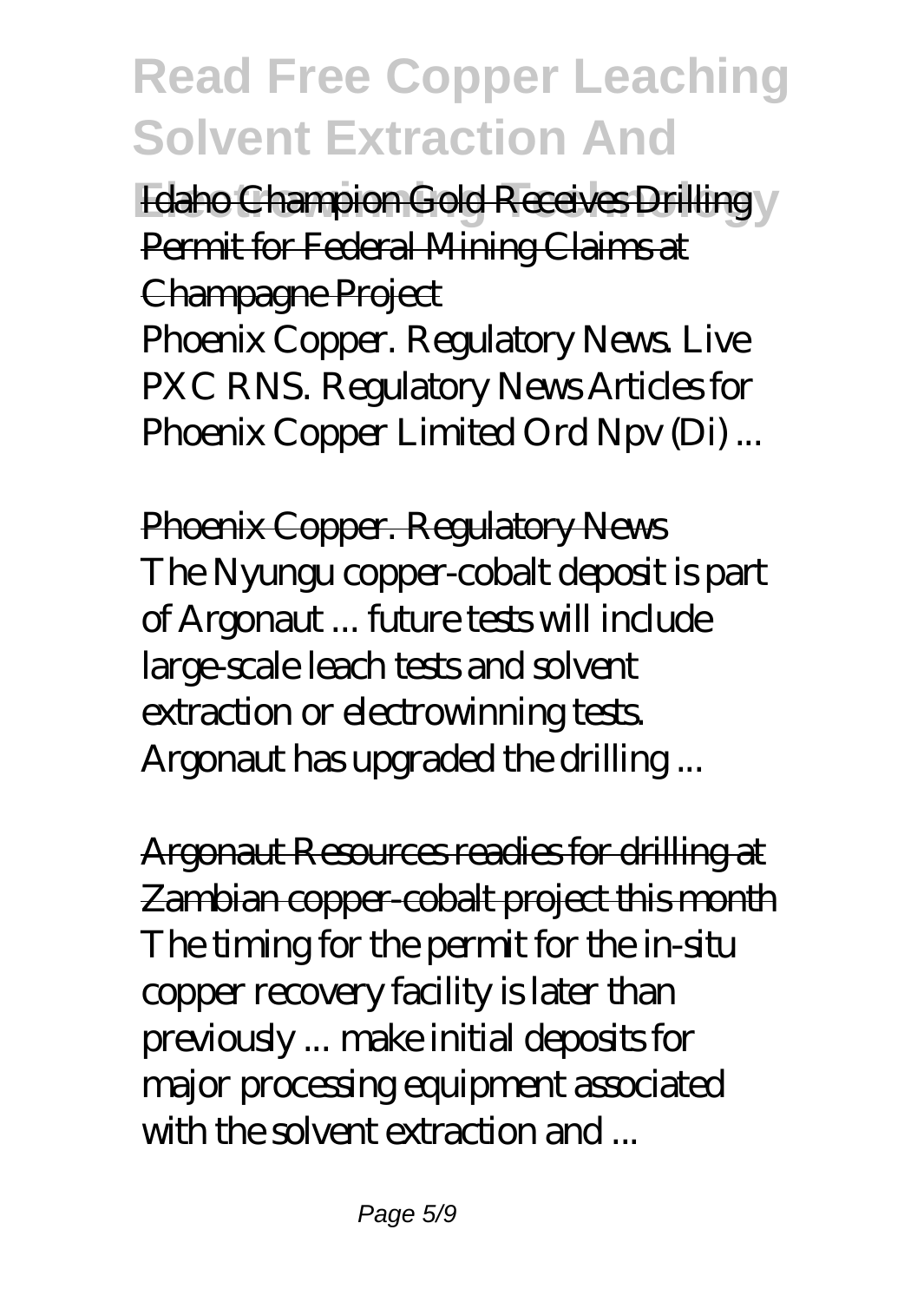Idaho Champion Gold Receives Drilling Permit for Federal Mining Claims at Champagne Project

Phoenix Copper. Regulatory News. Live PXC RNS. Regulatory News Articles for Phoenix Copper Limited Ord Npv (Di) ...

Phoenix Copper. Regulatory News

The Nyungu copper-cobalt deposit is part of Argonaut ... future tests will include large-scale leach tests and solvent extraction or electrowinning tests. Argonaut has upgraded the drilling ...

Argonaut Resources readies for drilling at Zambian copper-cobalt project this month

The timing for the permit for the in-situ copper recovery facility is later than previously ... make initial deposits for major processing equipment associated with the solvent extraction and ...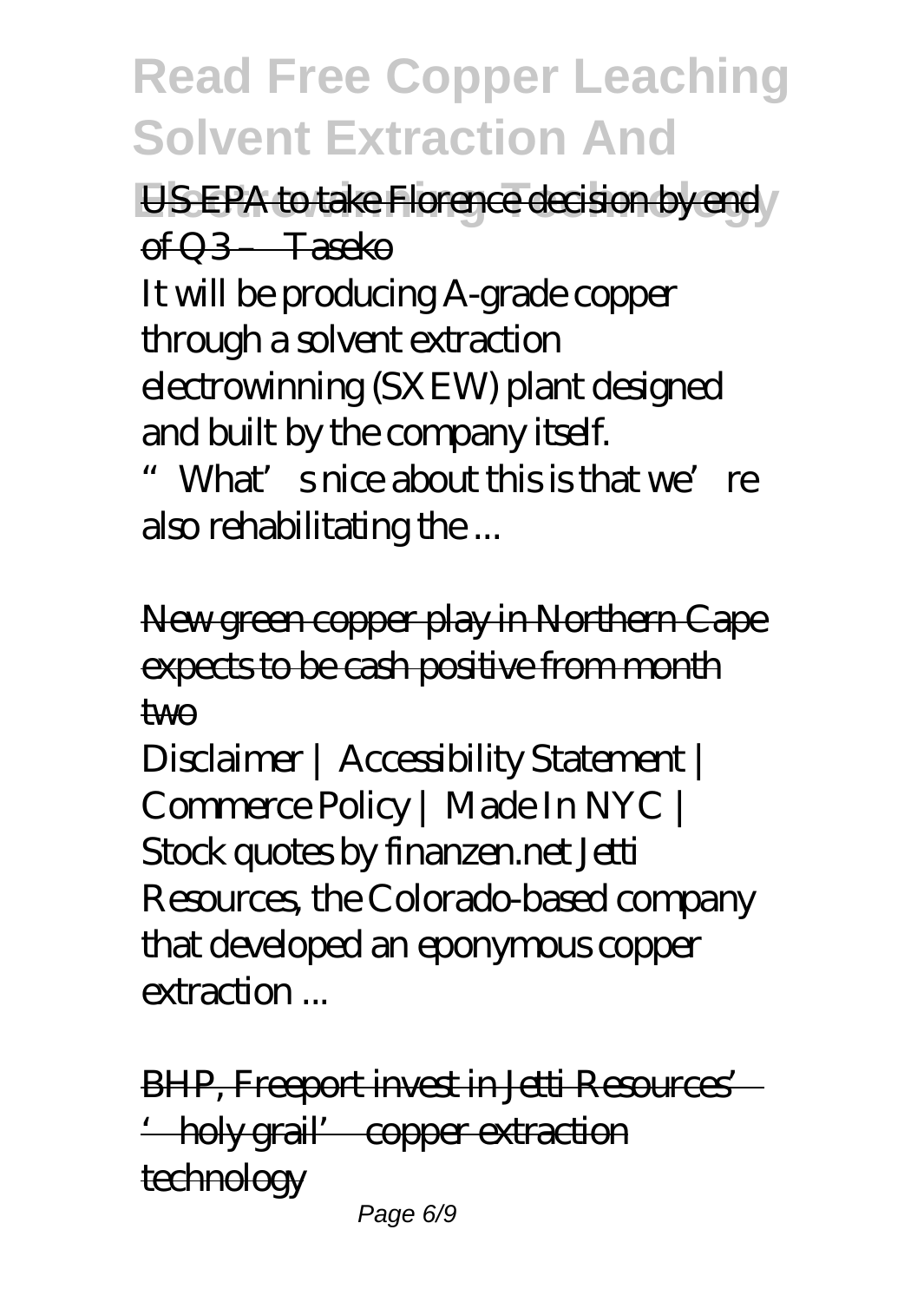US EPA to take Florence decision by end of Q3 – Taseko

It will be producing A-grade copper through a solvent extraction electrowinning (SXEW) plant designed and built by the company itself. "What's nice about this is that we're also rehabilitating the ...

New green copper play in Northern Cape expects to be cash positive from month two

Disclaimer | Accessibility Statement | Commerce Policy | Made In NYC | Stock quotes by finanzen.net Jetti Resources, the Colorado-based company that developed an eponymous copper extraction ...

BHP, Freeport invest in Jetti Resources' 'holy grail' copper extraction technology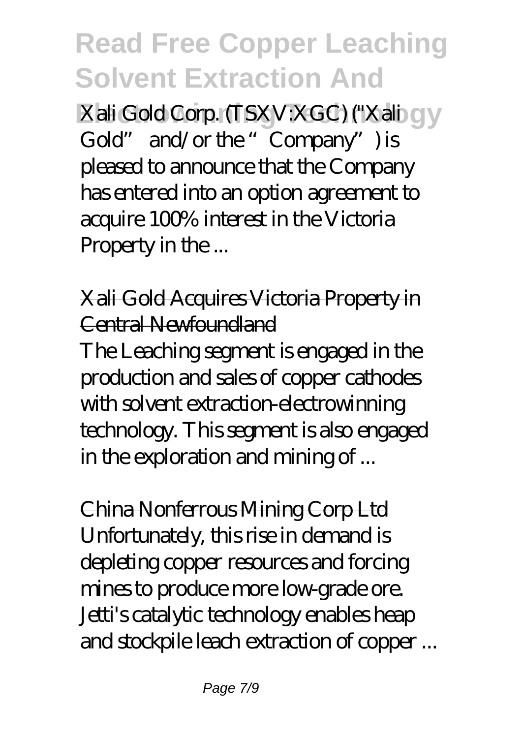Xali Gold Corp. (TSXV:XGC) ("Xali Gold" and/or the "Company") is pleased to announce that the Company has entered into an option agreement to acquire 100% interest in the Victoria Property in the ...

## Xali Gold Acquires Victoria Property in Central Newfoundland

The Leaching segment is engaged in the production and sales of copper cathodes with solvent extraction-electrowinning technology. This segment is also engaged in the exploration and mining of ...

## China Nonferrous Mining Corp Ltd

Unfortunately, this rise in demand is depleting copper resources and forcing mines to produce more low-grade ore. Jetti's catalytic technology enables heap and stockpile leach extraction of copper ...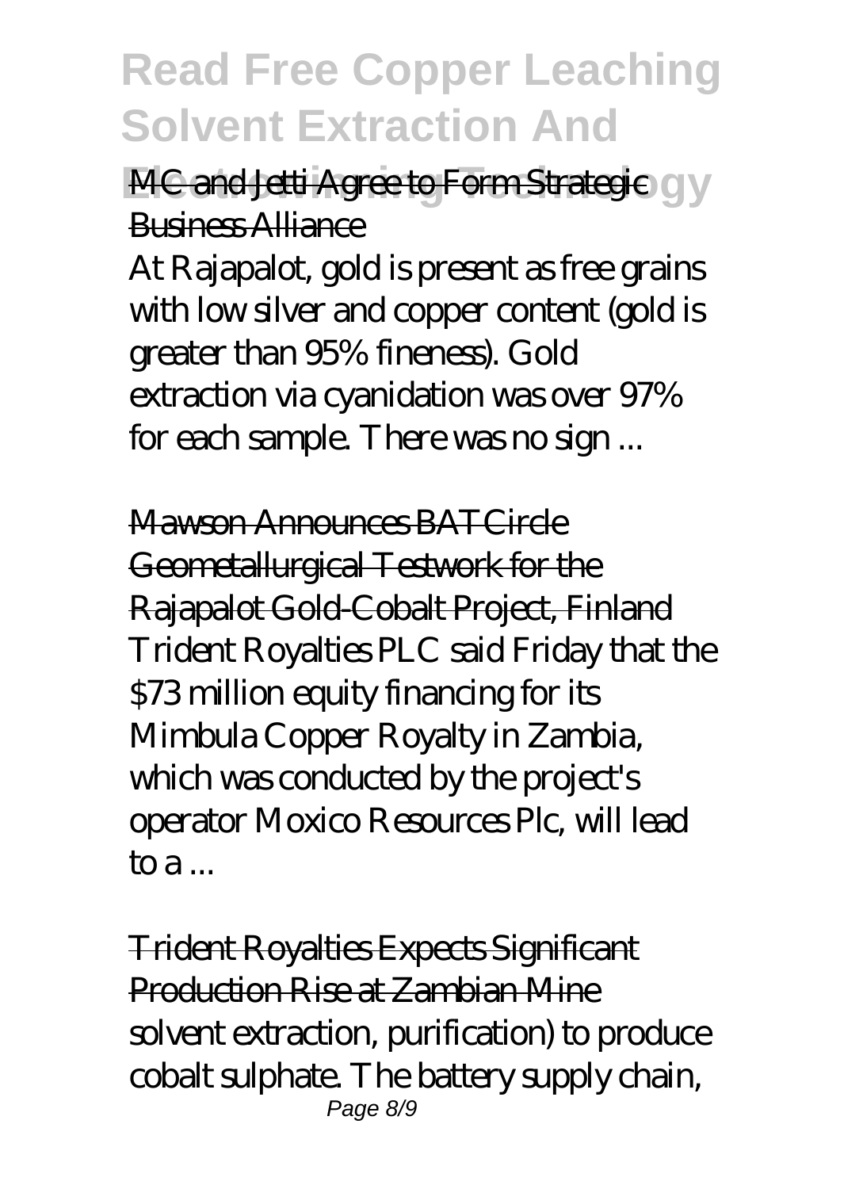MC and Jetti Agree to Form Strategic Business Alliance

At Rajapalot, gold is present as free grains with low silver and copper content (gold is greater than 95% fineness). Gold extraction via cyanidation was over 97% for each sample. There was no sign ...

Mawson Announces BATCircle Geometallurgical Testwork for the Rajapalot Gold-Cobalt Project, Finland

Trident Royalties PLC said Friday that the $73 million equity financing for its Mimbula Copper Royalty in Zambia, which was conducted by the project's operator Moxico Resources Plc, will lead to a ...

Trident Royalties Expects Significant Production Rise at Zambian Mine

solvent extraction, purification) to produce cobalt sulphate. The battery supply chain,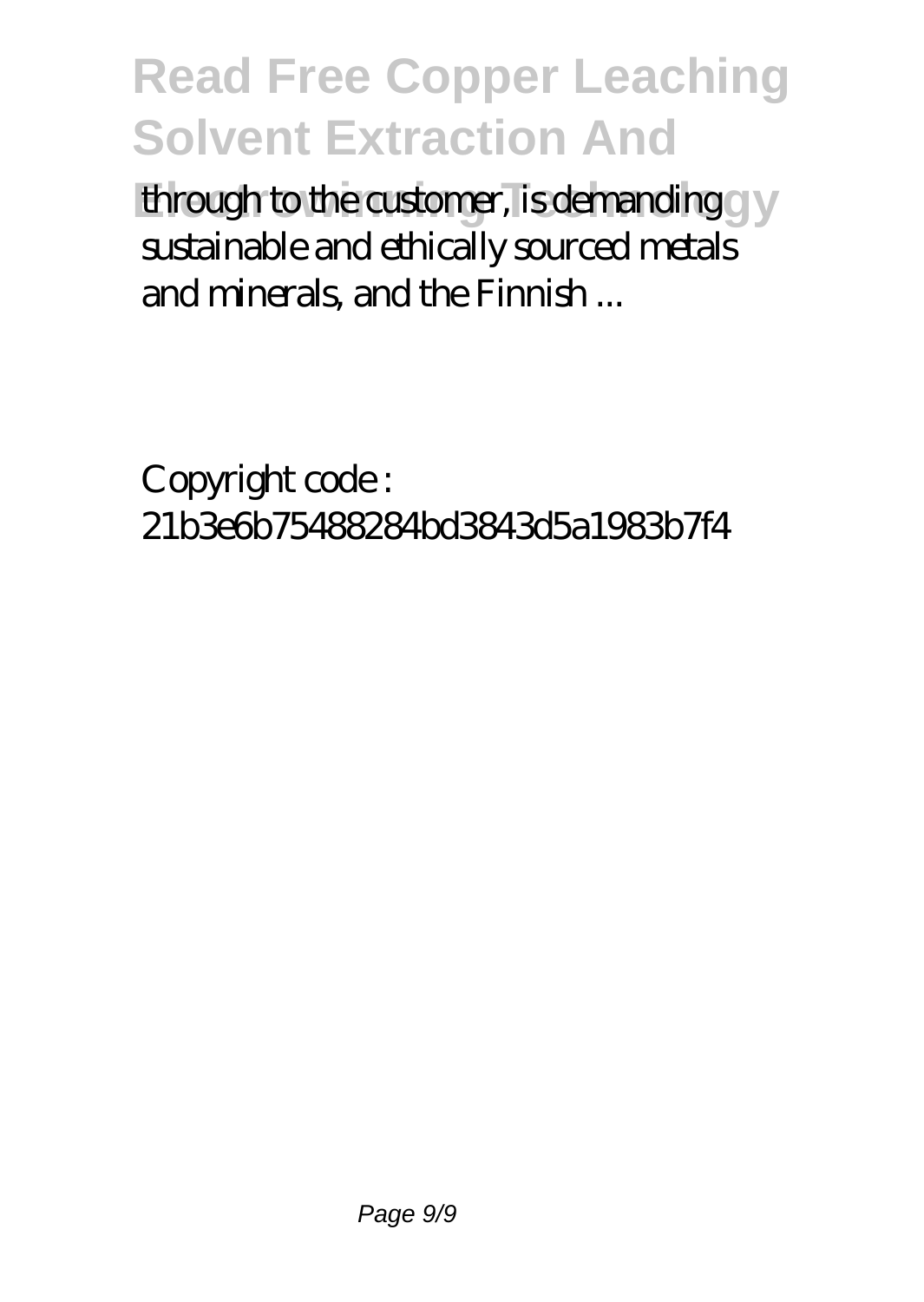through to the customer, is demanding sustainable and ethically sourced metals and minerals, and the Finnish ...

Copyright code : 21b3e6b75488284bd3843d5a1983b7f4